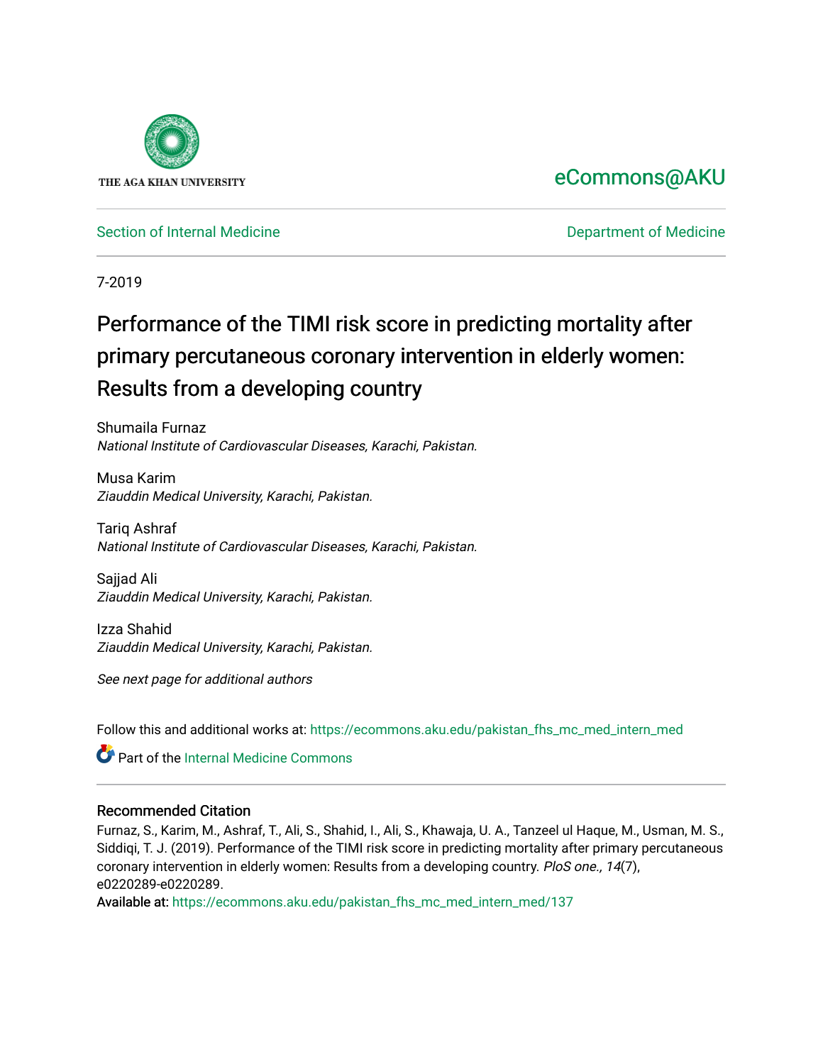THE AGA KHAN UNIVERSITY

eCommons@AKU

Section of Internal Medicine

Department of Medicine

7-2019

# Performance of the TIMI risk score in predicting mortality after primary percutaneous coronary intervention in elderly women: Results from a developing country

Shumaila Furnaz
*National Institute of Cardiovascular Diseases, Karachi, Pakistan.*

Musa Karim
*Ziauddin Medical University, Karachi, Pakistan.*

Tariq Ashraf
*National Institute of Cardiovascular Diseases, Karachi, Pakistan.*

Sajjad Ali
*Ziauddin Medical University, Karachi, Pakistan.*

Izza Shahid
*Ziauddin Medical University, Karachi, Pakistan.*

*See next page for additional authors*

Follow this and additional works at: https://ecommons.aku.edu/pakistan_fhs_mc_med_intern_med

Part of the Internal Medicine Commons

### Recommended Citation

Furnaz, S., Karim, M., Ashraf, T., Ali, S., Shahid, I., Ali, S., Khawaja, U. A., Tanzeel ul Haque, M., Usman, M. S., Siddiqi, T. J. (2019). Performance of the TIMI risk score in predicting mortality after primary percutaneous coronary intervention in elderly women: Results from a developing country. *PloS one., 14*(7), e0220289-e0220289.

Available at: https://ecommons.aku.edu/pakistan_fhs_mc_med_intern_med/137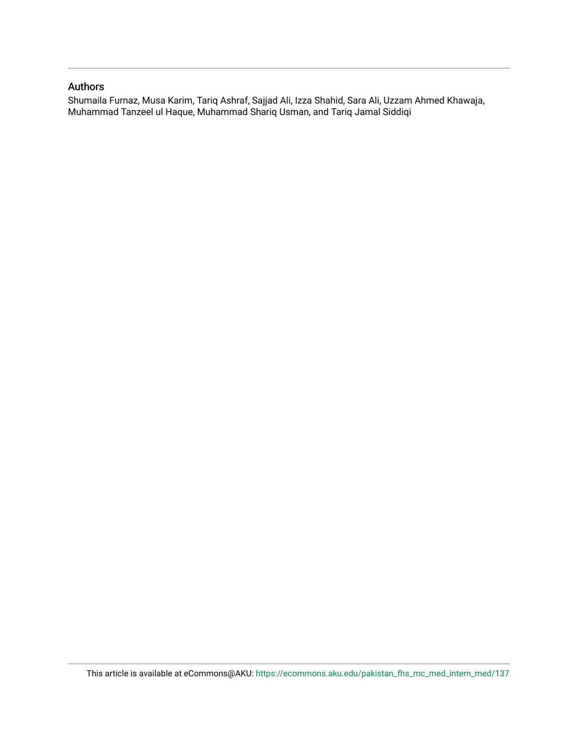## Authors

Shumaila Furnaz, Musa Karim, Tariq Ashraf, Sajjad Ali, Izza Shahid, Sara Ali, Uzzam Ahmed Khawaja, Muhammad Tanzeel ul Haque, Muhammad Shariq Usman, and Tariq Jamal Siddiqi

This article is available at eCommons@AKU: https://ecommons.aku.edu/pakistan_fhs_mc_med_intern_med/137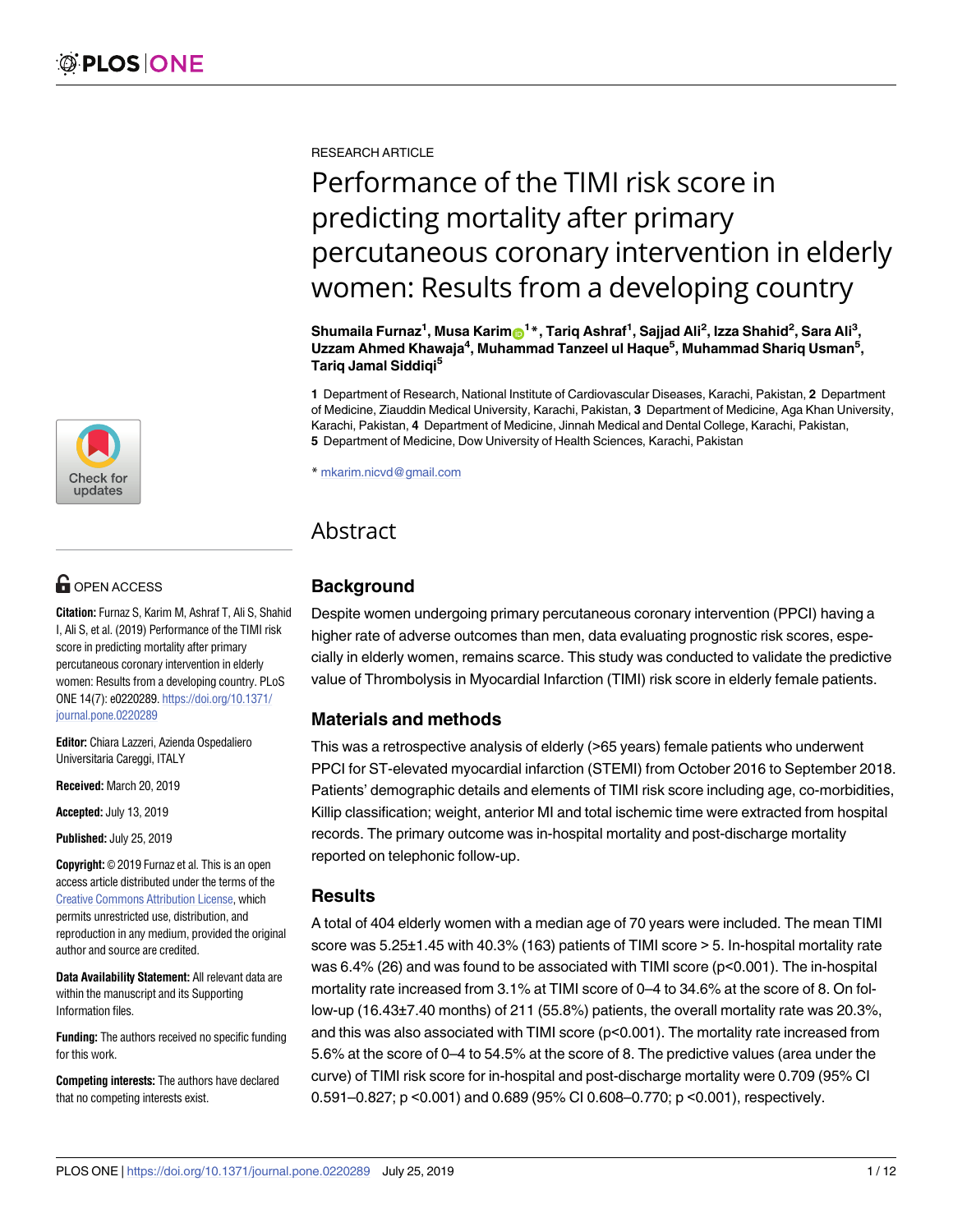RESEARCH ARTICLE

# Performance of the TIMI risk score in predicting mortality after primary percutaneous coronary intervention in elderly women: Results from a developing country

**Shumaila Furnaz[1], Musa Karim[1]*, Tariq Ashraf[1], Sajjad Ali[2], Izza Shahid[2], Sara Ali[3], Uzzam Ahmed Khawaja[4], Muhammad Tanzeel ul Haque[5], Muhammad Shariq Usman[5], Tariq Jamal Siddiqi[5]**

**1** Department of Research, National Institute of Cardiovascular Diseases, Karachi, Pakistan, **2** Department of Medicine, Ziauddin Medical University, Karachi, Pakistan, **3** Department of Medicine, Aga Khan University, Karachi, Pakistan, **4** Department of Medicine, Jinnah Medical and Dental College, Karachi, Pakistan, **5** Department of Medicine, Dow University of Health Sciences, Karachi, Pakistan

* mkarim.nicvd@gmail.com

OPEN ACCESS

**Citation:** Furnaz S, Karim M, Ashraf T, Ali S, Shahid I, Ali S, et al. (2019) Performance of the TIMI risk score in predicting mortality after primary percutaneous coronary intervention in elderly women: Results from a developing country. PLoS ONE 14(7): e0220289. https://doi.org/10.1371/journal.pone.0220289

**Editor:** Chiara Lazzeri, Azienda Ospedaliero Universitaria Careggi, ITALY

**Received:** March 20, 2019

**Accepted:** July 13, 2019

**Published:** July 25, 2019

**Copyright:** © 2019 Furnaz et al. This is an open access article distributed under the terms of the Creative Commons Attribution License, which permits unrestricted use, distribution, and reproduction in any medium, provided the original author and source are credited.

**Data Availability Statement:** All relevant data are within the manuscript and its Supporting Information files.

**Funding:** The authors received no specific funding for this work.

**Competing interests:** The authors have declared that no competing interests exist.

## Abstract

### Background

Despite women undergoing primary percutaneous coronary intervention (PPCI) having a higher rate of adverse outcomes than men, data evaluating prognostic risk scores, especially in elderly women, remains scarce. This study was conducted to validate the predictive value of Thrombolysis in Myocardial Infarction (TIMI) risk score in elderly female patients.

### Materials and methods

This was a retrospective analysis of elderly (>65 years) female patients who underwent PPCI for ST-elevated myocardial infarction (STEMI) from October 2016 to September 2018. Patients' demographic details and elements of TIMI risk score including age, co-morbidities, Killip classification; weight, anterior MI and total ischemic time were extracted from hospital records. The primary outcome was in-hospital mortality and post-discharge mortality reported on telephonic follow-up.

### Results

A total of 404 elderly women with a median age of 70 years were included. The mean TIMI score was 5.25±1.45 with 40.3% (163) patients of TIMI score > 5. In-hospital mortality rate was 6.4% (26) and was found to be associated with TIMI score (p<0.001). The in-hospital mortality rate increased from 3.1% at TIMI score of 0–4 to 34.6% at the score of 8. On follow-up (16.43±7.40 months) of 211 (55.8%) patients, the overall mortality rate was 20.3%, and this was also associated with TIMI score (p<0.001). The mortality rate increased from 5.6% at the score of 0–4 to 54.5% at the score of 8. The predictive values (area under the curve) of TIMI risk score for in-hospital and post-discharge mortality were 0.709 (95% CI 0.591–0.827; p <0.001) and 0.689 (95% CI 0.608–0.770; p <0.001), respectively.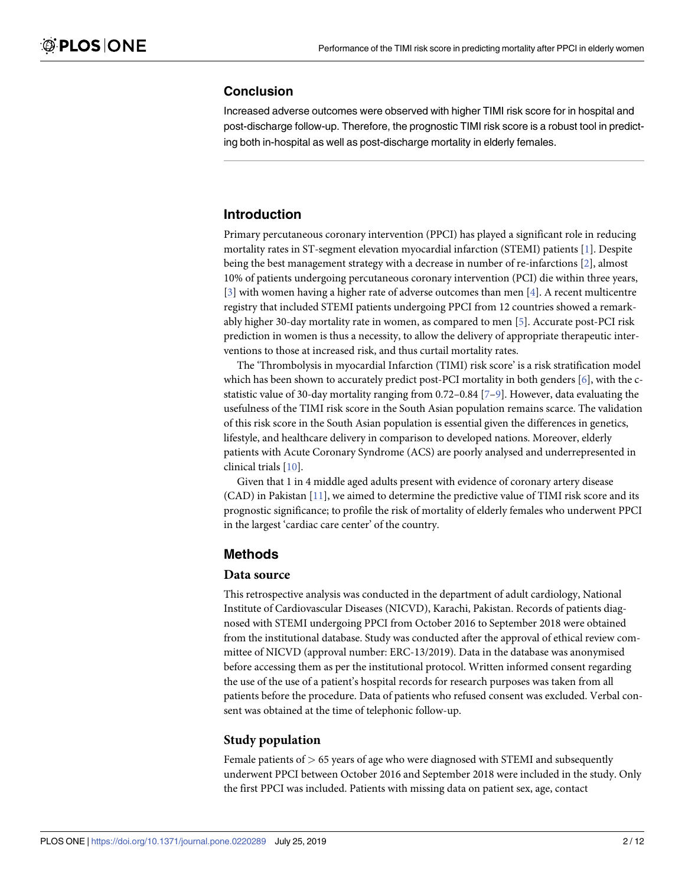## Conclusion

Increased adverse outcomes were observed with higher TIMI risk score for in hospital and post-discharge follow-up. Therefore, the prognostic TIMI risk score is a robust tool in predicting both in-hospital as well as post-discharge mortality in elderly females.

## Introduction

Primary percutaneous coronary intervention (PPCI) has played a significant role in reducing mortality rates in ST-segment elevation myocardial infarction (STEMI) patients [1]. Despite being the best management strategy with a decrease in number of re-infarctions [2], almost 10% of patients undergoing percutaneous coronary intervention (PCI) die within three years, [3] with women having a higher rate of adverse outcomes than men [4]. A recent multicentre registry that included STEMI patients undergoing PPCI from 12 countries showed a remarkably higher 30-day mortality rate in women, as compared to men [5]. Accurate post-PCI risk prediction in women is thus a necessity, to allow the delivery of appropriate therapeutic interventions to those at increased risk, and thus curtail mortality rates.

The 'Thrombolysis in myocardial Infarction (TIMI) risk score' is a risk stratification model which has been shown to accurately predict post-PCI mortality in both genders [6], with the c-statistic value of 30-day mortality ranging from 0.72–0.84 [7–9]. However, data evaluating the usefulness of the TIMI risk score in the South Asian population remains scarce. The validation of this risk score in the South Asian population is essential given the differences in genetics, lifestyle, and healthcare delivery in comparison to developed nations. Moreover, elderly patients with Acute Coronary Syndrome (ACS) are poorly analysed and underrepresented in clinical trials [10].

Given that 1 in 4 middle aged adults present with evidence of coronary artery disease (CAD) in Pakistan [11], we aimed to determine the predictive value of TIMI risk score and its prognostic significance; to profile the risk of mortality of elderly females who underwent PPCI in the largest 'cardiac care center' of the country.

## Methods

### Data source

This retrospective analysis was conducted in the department of adult cardiology, National Institute of Cardiovascular Diseases (NICVD), Karachi, Pakistan. Records of patients diagnosed with STEMI undergoing PPCI from October 2016 to September 2018 were obtained from the institutional database. Study was conducted after the approval of ethical review committee of NICVD (approval number: ERC-13/2019). Data in the database was anonymised before accessing them as per the institutional protocol. Written informed consent regarding the use of the use of a patient's hospital records for research purposes was taken from all patients before the procedure. Data of patients who refused consent was excluded. Verbal consent was obtained at the time of telephonic follow-up.

### Study population

Female patients of $>$ 65 years of age who were diagnosed with STEMI and subsequently underwent PPCI between October 2016 and September 2018 were included in the study. Only the first PPCI was included. Patients with missing data on patient sex, age, contact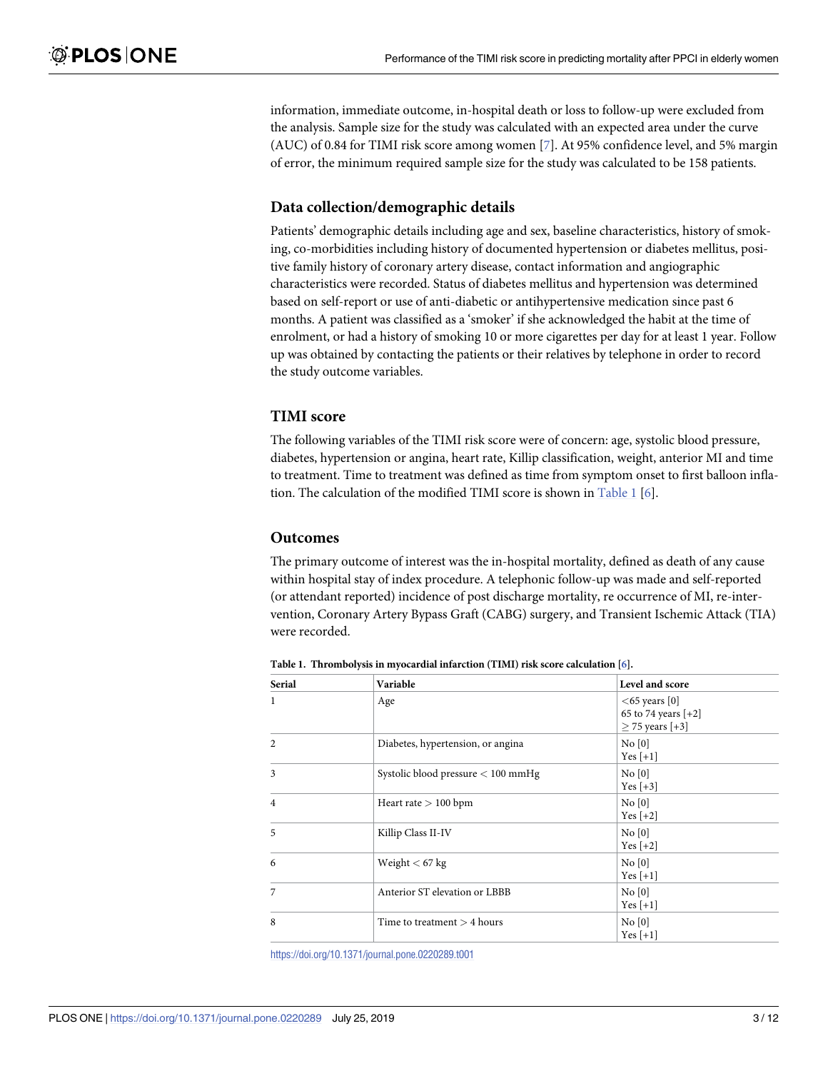information, immediate outcome, in-hospital death or loss to follow-up were excluded from the analysis. Sample size for the study was calculated with an expected area under the curve (AUC) of 0.84 for TIMI risk score among women [7]. At 95% confidence level, and 5% margin of error, the minimum required sample size for the study was calculated to be 158 patients.

### Data collection/demographic details

Patients' demographic details including age and sex, baseline characteristics, history of smoking, co-morbidities including history of documented hypertension or diabetes mellitus, positive family history of coronary artery disease, contact information and angiographic characteristics were recorded. Status of diabetes mellitus and hypertension was determined based on self-report or use of anti-diabetic or antihypertensive medication since past 6 months. A patient was classified as a 'smoker' if she acknowledged the habit at the time of enrolment, or had a history of smoking 10 or more cigarettes per day for at least 1 year. Follow up was obtained by contacting the patients or their relatives by telephone in order to record the study outcome variables.

### TIMI score

The following variables of the TIMI risk score were of concern: age, systolic blood pressure, diabetes, hypertension or angina, heart rate, Killip classification, weight, anterior MI and time to treatment. Time to treatment was defined as time from symptom onset to first balloon inflation. The calculation of the modified TIMI score is shown in Table 1 [6].

### Outcomes

The primary outcome of interest was the in-hospital mortality, defined as death of any cause within hospital stay of index procedure. A telephonic follow-up was made and self-reported (or attendant reported) incidence of post discharge mortality, re occurrence of MI, re-intervention, Coronary Artery Bypass Graft (CABG) surgery, and Transient Ischemic Attack (TIA) were recorded.

**Table 1. Thrombolysis in myocardial infarction (TIMI) risk score calculation [6].**

| Serial | Variable | Level and score |
|---|---|---|
| 1 | Age | $<$65 years [0]<br>65 to 74 years [+2]<br>$\geq$ 75 years [+3] |
| 2 | Diabetes, hypertension, or angina | No [0]<br>Yes [+1] |
| 3 | Systolic blood pressure $<$ 100 mmHg | No [0]<br>Yes [+3] |
| 4 | Heart rate $>$ 100 bpm | No [0]<br>Yes [+2] |
| 5 | Killip Class II-IV | No [0]<br>Yes [+2] |
| 6 | Weight $<$ 67 kg | No [0]<br>Yes [+1] |
| 7 | Anterior ST elevation or LBBB | No [0]<br>Yes [+1] |
| 8 | Time to treatment $>$ 4 hours | No [0]<br>Yes [+1] |

https://doi.org/10.1371/journal.pone.0220289.t001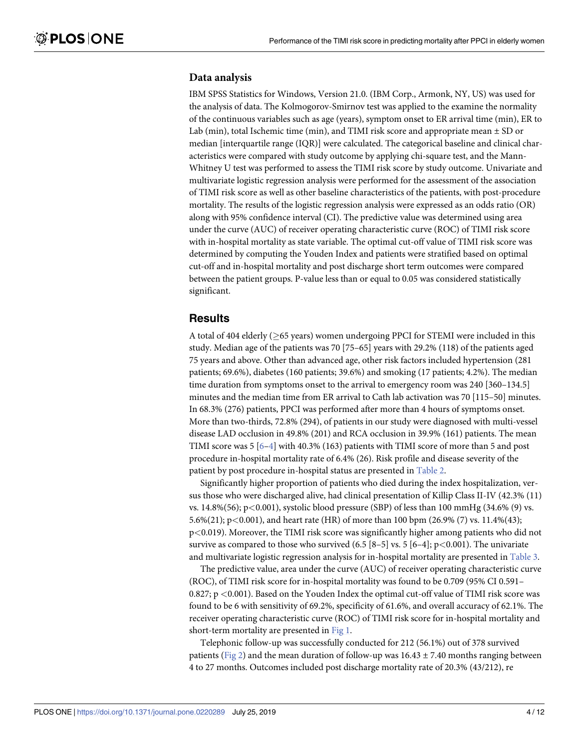### Data analysis

IBM SPSS Statistics for Windows, Version 21.0. (IBM Corp., Armonk, NY, US) was used for the analysis of data. The Kolmogorov-Smirnov test was applied to the examine the normality of the continuous variables such as age (years), symptom onset to ER arrival time (min), ER to Lab (min), total Ischemic time (min), and TIMI risk score and appropriate mean ± SD or median [interquartile range (IQR)] were calculated. The categorical baseline and clinical characteristics were compared with study outcome by applying chi-square test, and the Mann-Whitney U test was performed to assess the TIMI risk score by study outcome. Univariate and multivariate logistic regression analysis were performed for the assessment of the association of TIMI risk score as well as other baseline characteristics of the patients, with post-procedure mortality. The results of the logistic regression analysis were expressed as an odds ratio (OR) along with 95% confidence interval (CI). The predictive value was determined using area under the curve (AUC) of receiver operating characteristic curve (ROC) of TIMI risk score with in-hospital mortality as state variable. The optimal cut-off value of TIMI risk score was determined by computing the Youden Index and patients were stratified based on optimal cut-off and in-hospital mortality and post discharge short term outcomes were compared between the patient groups. P-value less than or equal to 0.05 was considered statistically significant.

## Results

A total of 404 elderly (≥65 years) women undergoing PPCI for STEMI were included in this study. Median age of the patients was 70 [75–65] years with 29.2% (118) of the patients aged 75 years and above. Other than advanced age, other risk factors included hypertension (281 patients; 69.6%), diabetes (160 patients; 39.6%) and smoking (17 patients; 4.2%). The median time duration from symptoms onset to the arrival to emergency room was 240 [360–134.5] minutes and the median time from ER arrival to Cath lab activation was 70 [115–50] minutes. In 68.3% (276) patients, PPCI was performed after more than 4 hours of symptoms onset. More than two-thirds, 72.8% (294), of patients in our study were diagnosed with multi-vessel disease LAD occlusion in 49.8% (201) and RCA occlusion in 39.9% (161) patients. The mean TIMI score was 5 [6–4] with 40.3% (163) patients with TIMI score of more than 5 and post procedure in-hospital mortality rate of 6.4% (26). Risk profile and disease severity of the patient by post procedure in-hospital status are presented in Table 2.

Significantly higher proportion of patients who died during the index hospitalization, versus those who were discharged alive, had clinical presentation of Killip Class II-IV (42.3% (11) vs. 14.8%(56); p<0.001), systolic blood pressure (SBP) of less than 100 mmHg (34.6% (9) vs. 5.6%(21); p<0.001), and heart rate (HR) of more than 100 bpm (26.9% (7) vs. 11.4%(43); p<0.019). Moreover, the TIMI risk score was significantly higher among patients who did not survive as compared to those who survived (6.5 [8–5] vs. 5 [6–4]; p<0.001). The univariate and multivariate logistic regression analysis for in-hospital mortality are presented in Table 3.

The predictive value, area under the curve (AUC) of receiver operating characteristic curve (ROC), of TIMI risk score for in-hospital mortality was found to be 0.709 (95% CI 0.591–0.827; p <0.001). Based on the Youden Index the optimal cut-off value of TIMI risk score was found to be 6 with sensitivity of 69.2%, specificity of 61.6%, and overall accuracy of 62.1%. The receiver operating characteristic curve (ROC) of TIMI risk score for in-hospital mortality and short-term mortality are presented in Fig 1.

Telephonic follow-up was successfully conducted for 212 (56.1%) out of 378 survived patients (Fig 2) and the mean duration of follow-up was 16.43 ± 7.40 months ranging between 4 to 27 months. Outcomes included post discharge mortality rate of 20.3% (43/212), re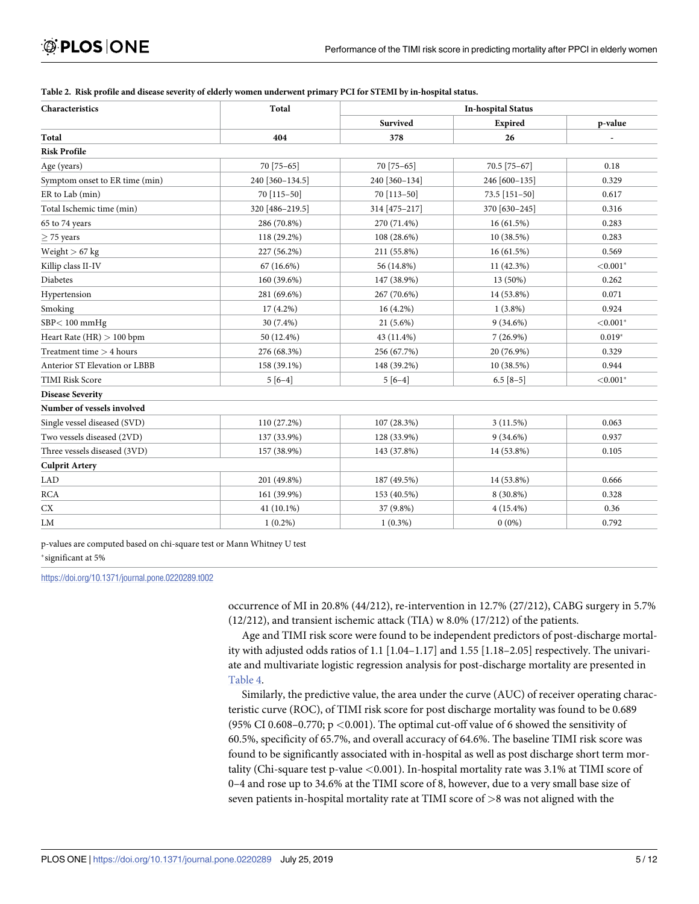**Table 2. Risk profile and disease severity of elderly women underwent primary PCI for STEMI by in-hospital status.**

| Characteristics | Total | In-hospital Status | | |
|---|---|---|---|---|
| | | Survived | Expired | p-value |
| **Total** | **404** | **378** | **26** | - |
| **Risk Profile** | | | | |
| Age (years) | 70 [75–65] | 70 [75–65] | 70.5 [75–67] | 0.18 |
| Symptom onset to ER time (min) | 240 [360–134.5] | 240 [360–134] | 246 [600–135] | 0.329 |
| ER to Lab (min) | 70 [115–50] | 70 [113–50] | 73.5 [151–50] | 0.617 |
| Total Ischemic time (min) | 320 [486–219.5] | 314 [475–217] | 370 [630–245] | 0.316 |
| 65 to 74 years | 286 (70.8%) | 270 (71.4%) | 16 (61.5%) | 0.283 |
| ≥ 75 years | 118 (29.2%) | 108 (28.6%) | 10 (38.5%) | 0.283 |
| Weight > 67 kg | 227 (56.2%) | 211 (55.8%) | 16 (61.5%) | 0.569 |
| Killip class II-IV | 67 (16.6%) | 56 (14.8%) | 11 (42.3%) | <0.001* |
| Diabetes | 160 (39.6%) | 147 (38.9%) | 13 (50%) | 0.262 |
| Hypertension | 281 (69.6%) | 267 (70.6%) | 14 (53.8%) | 0.071 |
| Smoking | 17 (4.2%) | 16 (4.2%) | 1 (3.8%) | 0.924 |
| SBP< 100 mmHg | 30 (7.4%) | 21 (5.6%) | 9 (34.6%) | <0.001* |
| Heart Rate (HR) > 100 bpm | 50 (12.4%) | 43 (11.4%) | 7 (26.9%) | 0.019* |
| Treatment time > 4 hours | 276 (68.3%) | 256 (67.7%) | 20 (76.9%) | 0.329 |
| Anterior ST Elevation or LBBB | 158 (39.1%) | 148 (39.2%) | 10 (38.5%) | 0.944 |
| TIMI Risk Score | 5 [6–4] | 5 [6–4] | 6.5 [8–5] | <0.001* |
| **Disease Severity** | | | | |
| **Number of vessels involved** | | | | |
| Single vessel diseased (SVD) | 110 (27.2%) | 107 (28.3%) | 3 (11.5%) | 0.063 |
| Two vessels diseased (2VD) | 137 (33.9%) | 128 (33.9%) | 9 (34.6%) | 0.937 |
| Three vessels diseased (3VD) | 157 (38.9%) | 143 (37.8%) | 14 (53.8%) | 0.105 |
| **Culprit Artery** | | | | |
| LAD | 201 (49.8%) | 187 (49.5%) | 14 (53.8%) | 0.666 |
| RCA | 161 (39.9%) | 153 (40.5%) | 8 (30.8%) | 0.328 |
| CX | 41 (10.1%) | 37 (9.8%) | 4 (15.4%) | 0.36 |
| LM | 1 (0.2%) | 1 (0.3%) | 0 (0%) | 0.792 |

p-values are computed based on chi-square test or Mann Whitney U test

*significant at 5%

https://doi.org/10.1371/journal.pone.0220289.t002

occurrence of MI in 20.8% (44/212), re-intervention in 12.7% (27/212), CABG surgery in 5.7% (12/212), and transient ischemic attack (TIA) w 8.0% (17/212) of the patients.

Age and TIMI risk score were found to be independent predictors of post-discharge mortality with adjusted odds ratios of 1.1 [1.04–1.17] and 1.55 [1.18–2.05] respectively. The univariate and multivariate logistic regression analysis for post-discharge mortality are presented in Table 4.

Similarly, the predictive value, the area under the curve (AUC) of receiver operating characteristic curve (ROC), of TIMI risk score for post discharge mortality was found to be 0.689 (95% CI 0.608–0.770; $p < 0.001$). The optimal cut-off value of 6 showed the sensitivity of 60.5%, specificity of 65.7%, and overall accuracy of 64.6%. The baseline TIMI risk score was found to be significantly associated with in-hospital as well as post discharge short term mortality (Chi-square test p-value <0.001). In-hospital mortality rate was 3.1% at TIMI score of 0–4 and rose up to 34.6% at the TIMI score of 8, however, due to a very small base size of seven patients in-hospital mortality rate at TIMI score of >8 was not aligned with the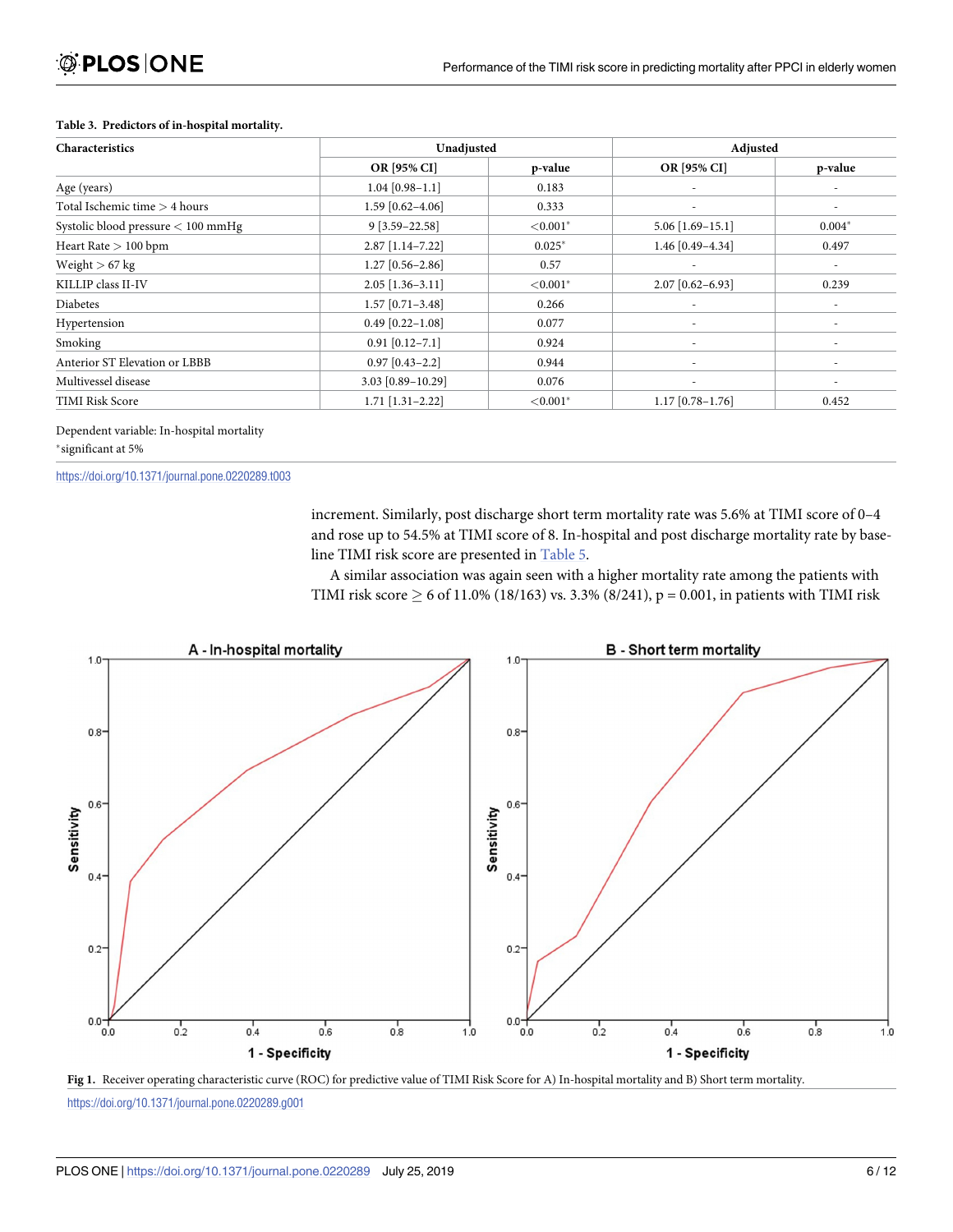**Table 3. Predictors of in-hospital mortality.**

| Characteristics | Unadjusted | | Adjusted | |
|---|---|---|---|---|
| | OR [95% CI] | p-value | OR [95% CI] | p-value |
| Age (years) | 1.04 [0.98–1.1] | 0.183 | - | - |
| Total Ischemic time > 4 hours | 1.59 [0.62–4.06] | 0.333 | - | - |
| Systolic blood pressure < 100 mmHg | 9 [3.59–22.58] | <0.001* | 5.06 [1.69–15.1] | 0.004* |
| Heart Rate > 100 bpm | 2.87 [1.14–7.22] | 0.025* | 1.46 [0.49–4.34] | 0.497 |
| Weight > 67 kg | 1.27 [0.56–2.86] | 0.57 | - | - |
| KILLIP class II-IV | 2.05 [1.36–3.11] | <0.001* | 2.07 [0.62–6.93] | 0.239 |
| Diabetes | 1.57 [0.71–3.48] | 0.266 | - | - |
| Hypertension | 0.49 [0.22–1.08] | 0.077 | - | - |
| Smoking | 0.91 [0.12–7.1] | 0.924 | - | - |
| Anterior ST Elevation or LBBB | 0.97 [0.43–2.2] | 0.944 | - | - |
| Multivessel disease | 3.03 [0.89–10.29] | 0.076 | - | - |
| TIMI Risk Score | 1.71 [1.31–2.22] | <0.001* | 1.17 [0.78–1.76] | 0.452 |

Dependent variable: In-hospital mortality

*significant at 5%

https://doi.org/10.1371/journal.pone.0220289.t003

increment. Similarly, post discharge short term mortality rate was 5.6% at TIMI score of 0–4 and rose up to 54.5% at TIMI score of 8. In-hospital and post discharge mortality rate by baseline TIMI risk score are presented in Table 5.

A similar association was again seen with a higher mortality rate among the patients with TIMI risk score $\geq$ 6 of 11.0% (18/163) vs. 3.3% (8/241), p = 0.001, in patients with TIMI risk

**Fig 1.** Receiver operating characteristic curve (ROC) for predictive value of TIMI Risk Score for A) In-hospital mortality and B) Short term mortality.

https://doi.org/10.1371/journal.pone.0220289.g001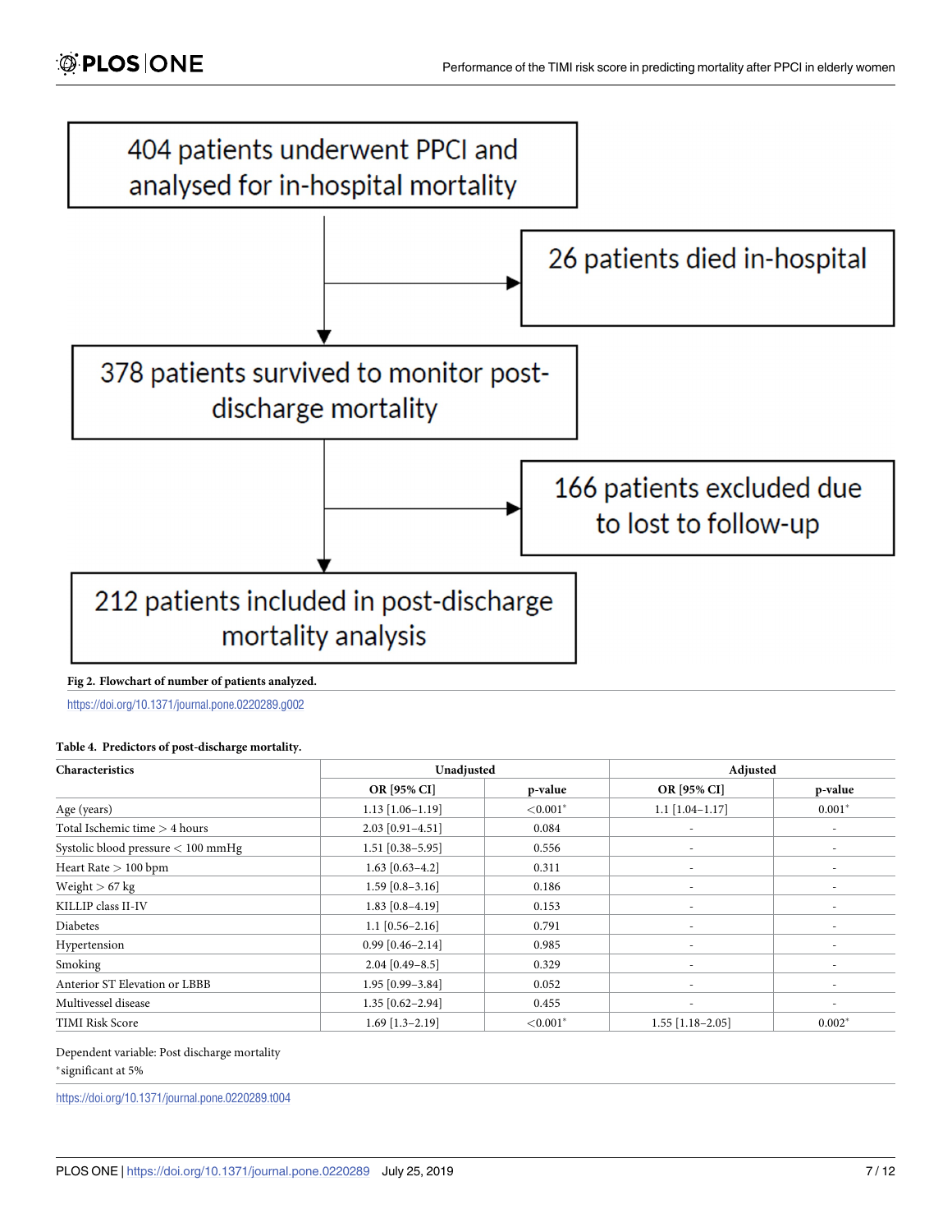404 patients underwent PPCI and analysed for in-hospital mortality

26 patients died in-hospital

378 patients survived to monitor post-discharge mortality

166 patients excluded due to lost to follow-up

212 patients included in post-discharge mortality analysis

**Fig 2. Flowchart of number of patients analyzed.**

https://doi.org/10.1371/journal.pone.0220289.g002

**Table 4. Predictors of post-discharge mortality.**

| Characteristics | Unadjusted | | Adjusted | |
|---|---|---|---|---|
| | OR [95% CI] | p-value | OR [95% CI] | p-value |
| Age (years) | 1.13 [1.06–1.19] | <0.001* | 1.1 [1.04–1.17] | 0.001* |
| Total Ischemic time > 4 hours | 2.03 [0.91–4.51] | 0.084 | - | - |
| Systolic blood pressure < 100 mmHg | 1.51 [0.38–5.95] | 0.556 | - | - |
| Heart Rate > 100 bpm | 1.63 [0.63–4.2] | 0.311 | - | - |
| Weight > 67 kg | 1.59 [0.8–3.16] | 0.186 | - | - |
| KILLIP class II-IV | 1.83 [0.8–4.19] | 0.153 | - | - |
| Diabetes | 1.1 [0.56–2.16] | 0.791 | - | - |
| Hypertension | 0.99 [0.46–2.14] | 0.985 | - | - |
| Smoking | 2.04 [0.49–8.5] | 0.329 | - | - |
| Anterior ST Elevation or LBBB | 1.95 [0.99–3.84] | 0.052 | - | - |
| Multivessel disease | 1.35 [0.62–2.94] | 0.455 | - | - |
| TIMI Risk Score | 1.69 [1.3–2.19] | <0.001* | 1.55 [1.18–2.05] | 0.002* |

Dependent variable: Post discharge mortality

*significant at 5%

https://doi.org/10.1371/journal.pone.0220289.t004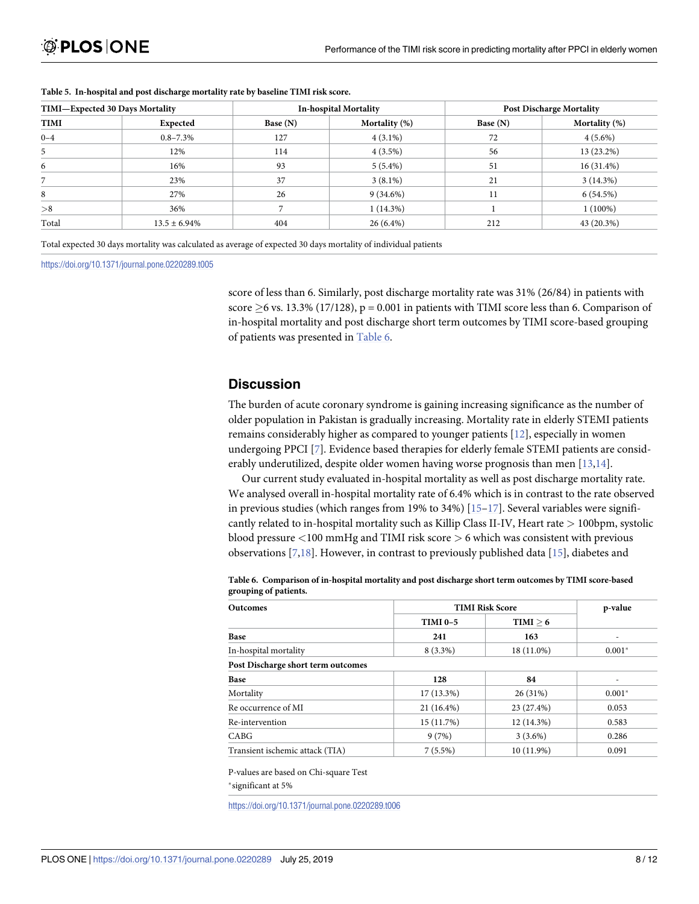**Table 5. In-hospital and post discharge mortality rate by baseline TIMI risk score.**

| TIMI—Expected 30 Days Mortality | | In-hospital Mortality | | Post Discharge Mortality | |
|---|---|---|---|---|---|
| TIMI | Expected | Base (N) | Mortality (%) | Base (N) | Mortality (%) |
| 0–4 | 0.8–7.3% | 127 | 4 (3.1%) | 72 | 4 (5.6%) |
| 5 | 12% | 114 | 4 (3.5%) | 56 | 13 (23.2%) |
| 6 | 16% | 93 | 5 (5.4%) | 51 | 16 (31.4%) |
| 7 | 23% | 37 | 3 (8.1%) | 21 | 3 (14.3%) |
| 8 | 27% | 26 | 9 (34.6%) | 11 | 6 (54.5%) |
| >8 | 36% | 7 | 1 (14.3%) | 1 | 1 (100%) |
| Total | 13.5 ± 6.94% | 404 | 26 (6.4%) | 212 | 43 (20.3%) |

Total expected 30 days mortality was calculated as average of expected 30 days mortality of individual patients

https://doi.org/10.1371/journal.pone.0220289.t005

score of less than 6. Similarly, post discharge mortality rate was 31% (26/84) in patients with score ≥6 vs. 13.3% (17/128), $p = 0.001$ in patients with TIMI score less than 6. Comparison of in-hospital mortality and post discharge short term outcomes by TIMI score-based grouping of patients was presented in Table 6.

## Discussion

The burden of acute coronary syndrome is gaining increasing significance as the number of older population in Pakistan is gradually increasing. Mortality rate in elderly STEMI patients remains considerably higher as compared to younger patients [12], especially in women undergoing PPCI [7]. Evidence based therapies for elderly female STEMI patients are considerably underutilized, despite older women having worse prognosis than men [13,14].

Our current study evaluated in-hospital mortality as well as post discharge mortality rate. We analysed overall in-hospital mortality rate of 6.4% which is in contrast to the rate observed in previous studies (which ranges from 19% to 34%) [15–17]. Several variables were significantly related to in-hospital mortality such as Killip Class II-IV, Heart rate > 100bpm, systolic blood pressure <100 mmHg and TIMI risk score > 6 which was consistent with previous observations [7,18]. However, in contrast to previously published data [15], diabetes and

**Table 6. Comparison of in-hospital mortality and post discharge short term outcomes by TIMI score-based grouping of patients.**

| Outcomes | TIMI Risk Score | | p-value |
|---|---|---|---|
| | TIMI 0–5 | TIMI ≥ 6 | |
| **Base** | **241** | **163** | - |
| In-hospital mortality | 8 (3.3%) | 18 (11.0%) | 0.001* |
| **Post Discharge short term outcomes** | | | |
| **Base** | **128** | **84** | - |
| Mortality | 17 (13.3%) | 26 (31%) | 0.001* |
| Re occurrence of MI | 21 (16.4%) | 23 (27.4%) | 0.053 |
| Re-intervention | 15 (11.7%) | 12 (14.3%) | 0.583 |
| CABG | 9 (7%) | 3 (3.6%) | 0.286 |
| Transient ischemic attack (TIA) | 7 (5.5%) | 10 (11.9%) | 0.091 |

P-values are based on Chi-square Test

*significant at 5%

https://doi.org/10.1371/journal.pone.0220289.t006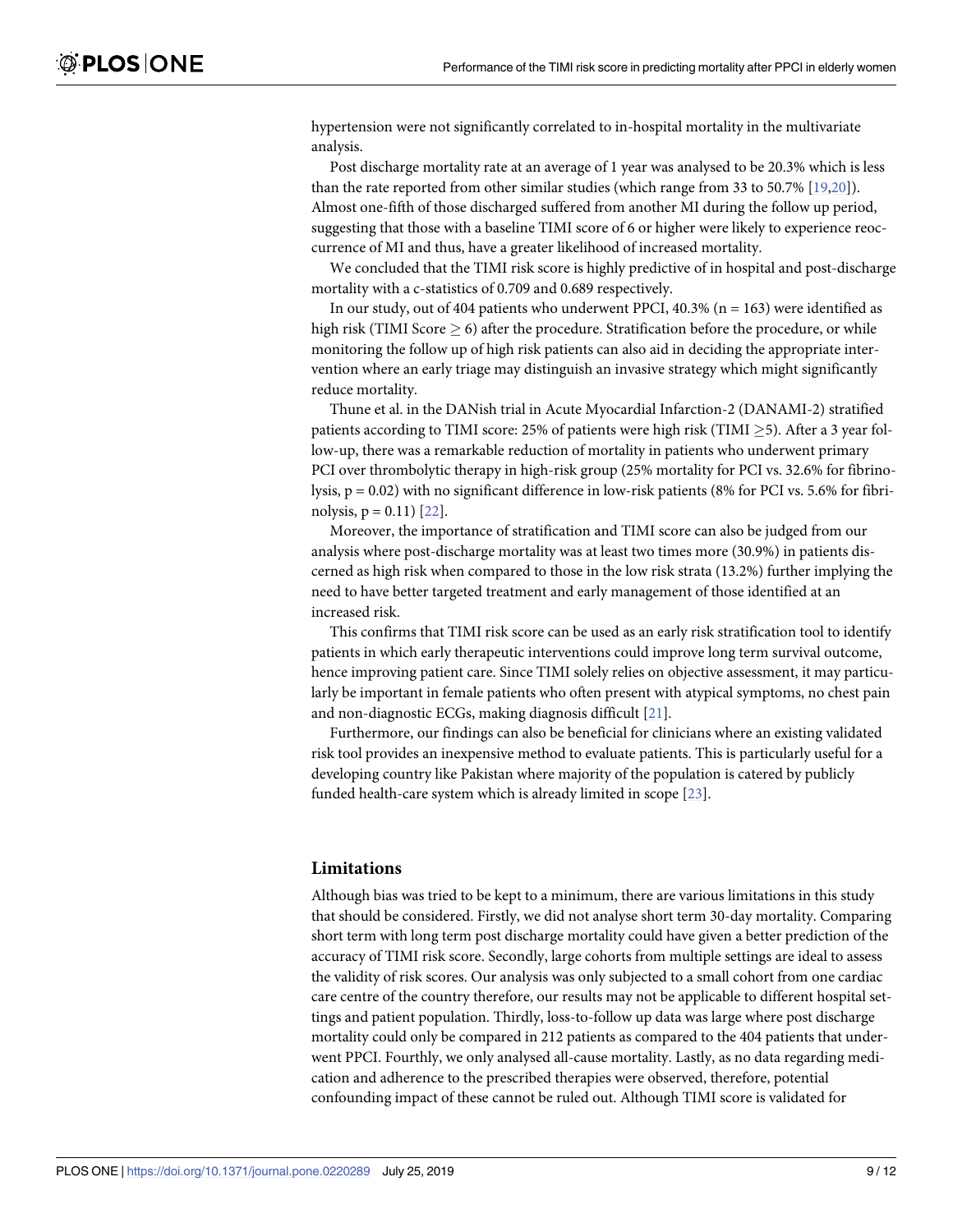hypertension were not significantly correlated to in-hospital mortality in the multivariate analysis.

Post discharge mortality rate at an average of 1 year was analysed to be 20.3% which is less than the rate reported from other similar studies (which range from 33 to 50.7% [19,20]). Almost one-fifth of those discharged suffered from another MI during the follow up period, suggesting that those with a baseline TIMI score of 6 or higher were likely to experience reoccurrence of MI and thus, have a greater likelihood of increased mortality.

We concluded that the TIMI risk score is highly predictive of in hospital and post-discharge mortality with a c-statistics of 0.709 and 0.689 respectively.

In our study, out of 404 patients who underwent PPCI, 40.3% (n = 163) were identified as high risk (TIMI Score $\geq$ 6) after the procedure. Stratification before the procedure, or while monitoring the follow up of high risk patients can also aid in deciding the appropriate intervention where an early triage may distinguish an invasive strategy which might significantly reduce mortality.

Thune et al. in the DANish trial in Acute Myocardial Infarction-2 (DANAMI-2) stratified patients according to TIMI score: 25% of patients were high risk (TIMI $\geq$5). After a 3 year follow-up, there was a remarkable reduction of mortality in patients who underwent primary PCI over thrombolytic therapy in high-risk group (25% mortality for PCI vs. 32.6% for fibrinolysis, p = 0.02) with no significant difference in low-risk patients (8% for PCI vs. 5.6% for fibrinolysis, p = 0.11) [22].

Moreover, the importance of stratification and TIMI score can also be judged from our analysis where post-discharge mortality was at least two times more (30.9%) in patients discerned as high risk when compared to those in the low risk strata (13.2%) further implying the need to have better targeted treatment and early management of those identified at an increased risk.

This confirms that TIMI risk score can be used as an early risk stratification tool to identify patients in which early therapeutic interventions could improve long term survival outcome, hence improving patient care. Since TIMI solely relies on objective assessment, it may particularly be important in female patients who often present with atypical symptoms, no chest pain and non-diagnostic ECGs, making diagnosis difficult [21].

Furthermore, our findings can also be beneficial for clinicians where an existing validated risk tool provides an inexpensive method to evaluate patients. This is particularly useful for a developing country like Pakistan where majority of the population is catered by publicly funded health-care system which is already limited in scope [23].

## Limitations

Although bias was tried to be kept to a minimum, there are various limitations in this study that should be considered. Firstly, we did not analyse short term 30-day mortality. Comparing short term with long term post discharge mortality could have given a better prediction of the accuracy of TIMI risk score. Secondly, large cohorts from multiple settings are ideal to assess the validity of risk scores. Our analysis was only subjected to a small cohort from one cardiac care centre of the country therefore, our results may not be applicable to different hospital settings and patient population. Thirdly, loss-to-follow up data was large where post discharge mortality could only be compared in 212 patients as compared to the 404 patients that underwent PPCI. Fourthly, we only analysed all-cause mortality. Lastly, as no data regarding medication and adherence to the prescribed therapies were observed, therefore, potential confounding impact of these cannot be ruled out. Although TIMI score is validated for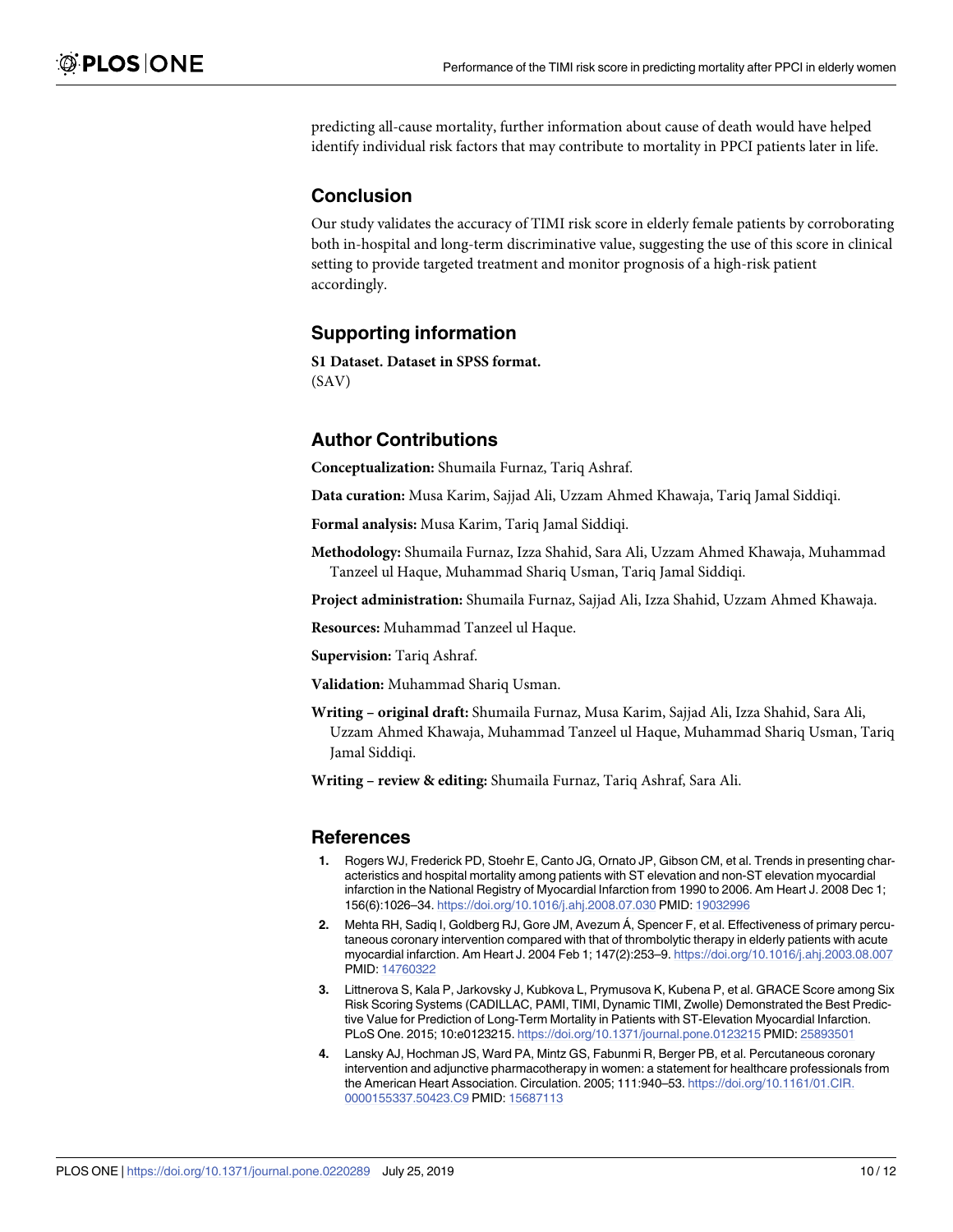predicting all-cause mortality, further information about cause of death would have helped identify individual risk factors that may contribute to mortality in PPCI patients later in life.

## Conclusion

Our study validates the accuracy of TIMI risk score in elderly female patients by corroborating both in-hospital and long-term discriminative value, suggesting the use of this score in clinical setting to provide targeted treatment and monitor prognosis of a high-risk patient accordingly.

## Supporting information

**S1 Dataset. Dataset in SPSS format.**
(SAV)

## Author Contributions

**Conceptualization:** Shumaila Furnaz, Tariq Ashraf.

**Data curation:** Musa Karim, Sajjad Ali, Uzzam Ahmed Khawaja, Tariq Jamal Siddiqi.

**Formal analysis:** Musa Karim, Tariq Jamal Siddiqi.

**Methodology:** Shumaila Furnaz, Izza Shahid, Sara Ali, Uzzam Ahmed Khawaja, Muhammad Tanzeel ul Haque, Muhammad Shariq Usman, Tariq Jamal Siddiqi.

**Project administration:** Shumaila Furnaz, Sajjad Ali, Izza Shahid, Uzzam Ahmed Khawaja.

**Resources:** Muhammad Tanzeel ul Haque.

**Supervision:** Tariq Ashraf.

**Validation:** Muhammad Shariq Usman.

**Writing – original draft:** Shumaila Furnaz, Musa Karim, Sajjad Ali, Izza Shahid, Sara Ali, Uzzam Ahmed Khawaja, Muhammad Tanzeel ul Haque, Muhammad Shariq Usman, Tariq Jamal Siddiqi.

**Writing – review & editing:** Shumaila Furnaz, Tariq Ashraf, Sara Ali.

## References

1. Rogers WJ, Frederick PD, Stoehr E, Canto JG, Ornato JP, Gibson CM, et al. Trends in presenting characteristics and hospital mortality among patients with ST elevation and non-ST elevation myocardial infarction in the National Registry of Myocardial Infarction from 1990 to 2006. Am Heart J. 2008 Dec 1; 156(6):1026–34. https://doi.org/10.1016/j.ahj.2008.07.030 PMID: 19032996
2. Mehta RH, Sadiq I, Goldberg RJ, Gore JM, Avezum Á, Spencer F, et al. Effectiveness of primary percutaneous coronary intervention compared with that of thrombolytic therapy in elderly patients with acute myocardial infarction. Am Heart J. 2004 Feb 1; 147(2):253–9. https://doi.org/10.1016/j.ahj.2003.08.007 PMID: 14760322
3. Littnerova S, Kala P, Jarkovsky J, Kubkova L, Prymusova K, Kubena P, et al. GRACE Score among Six Risk Scoring Systems (CADILLAC, PAMI, TIMI, Dynamic TIMI, Zwolle) Demonstrated the Best Predictive Value for Prediction of Long-Term Mortality in Patients with ST-Elevation Myocardial Infarction. PLoS One. 2015; 10:e0123215. https://doi.org/10.1371/journal.pone.0123215 PMID: 25893501
4. Lansky AJ, Hochman JS, Ward PA, Mintz GS, Fabunmi R, Berger PB, et al. Percutaneous coronary intervention and adjunctive pharmacotherapy in women: a statement for healthcare professionals from the American Heart Association. Circulation. 2005; 111:940–53. https://doi.org/10.1161/01.CIR.0000155337.50423.C9 PMID: 15687113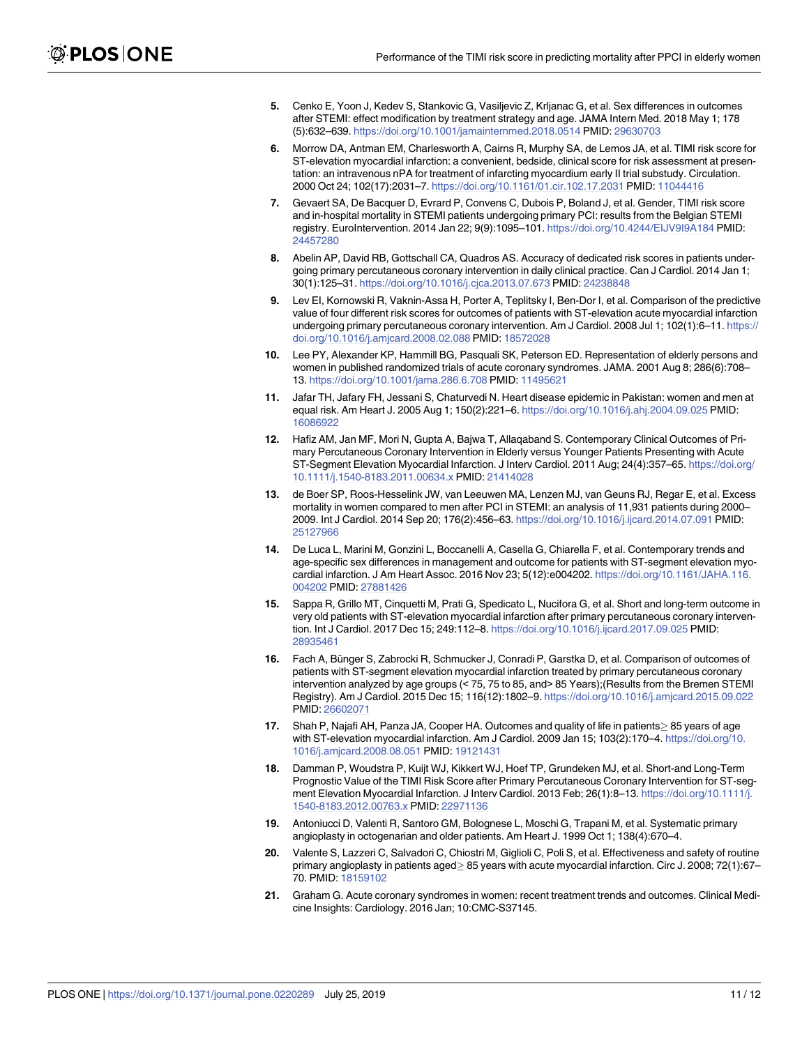5. Cenko E, Yoon J, Kedev S, Stankovic G, Vasiljevic Z, Krljanac G, et al. Sex differences in outcomes after STEMI: effect modification by treatment strategy and age. JAMA Intern Med. 2018 May 1; 178 (5):632–639. https://doi.org/10.1001/jamainternmed.2018.0514 PMID: 29630703

6. Morrow DA, Antman EM, Charlesworth A, Cairns R, Murphy SA, de Lemos JA, et al. TIMI risk score for ST-elevation myocardial infarction: a convenient, bedside, clinical score for risk assessment at presentation: an intravenous nPA for treatment of infarcting myocardium early II trial substudy. Circulation. 2000 Oct 24; 102(17):2031–7. https://doi.org/10.1161/01.cir.102.17.2031 PMID: 11044416

7. Gevaert SA, De Bacquer D, Evrard P, Convens C, Dubois P, Boland J, et al. Gender, TIMI risk score and in-hospital mortality in STEMI patients undergoing primary PCI: results from the Belgian STEMI registry. EuroIntervention. 2014 Jan 22; 9(9):1095–101. https://doi.org/10.4244/EIJV9I9A184 PMID: 24457280

8. Abelin AP, David RB, Gottschall CA, Quadros AS. Accuracy of dedicated risk scores in patients undergoing primary percutaneous coronary intervention in daily clinical practice. Can J Cardiol. 2014 Jan 1; 30(1):125–31. https://doi.org/10.1016/j.cjca.2013.07.673 PMID: 24238848

9. Lev EI, Kornowski R, Vaknin-Assa H, Porter A, Teplitsky I, Ben-Dor I, et al. Comparison of the predictive value of four different risk scores for outcomes of patients with ST-elevation acute myocardial infarction undergoing primary percutaneous coronary intervention. Am J Cardiol. 2008 Jul 1; 102(1):6–11. https://doi.org/10.1016/j.amjcard.2008.02.088 PMID: 18572028

10. Lee PY, Alexander KP, Hammill BG, Pasquali SK, Peterson ED. Representation of elderly persons and women in published randomized trials of acute coronary syndromes. JAMA. 2001 Aug 8; 286(6):708–13. https://doi.org/10.1001/jama.286.6.708 PMID: 11495621

11. Jafar TH, Jafary FH, Jessani S, Chaturvedi N. Heart disease epidemic in Pakistan: women and men at equal risk. Am Heart J. 2005 Aug 1; 150(2):221–6. https://doi.org/10.1016/j.ahj.2004.09.025 PMID: 16086922

12. Hafiz AM, Jan MF, Mori N, Gupta A, Bajwa T, Allaqaband S. Contemporary Clinical Outcomes of Primary Percutaneous Coronary Intervention in Elderly versus Younger Patients Presenting with Acute ST-Segment Elevation Myocardial Infarction. J Interv Cardiol. 2011 Aug; 24(4):357–65. https://doi.org/10.1111/j.1540-8183.2011.00634.x PMID: 21414028

13. de Boer SP, Roos-Hesselink JW, van Leeuwen MA, Lenzen MJ, van Geuns RJ, Regar E, et al. Excess mortality in women compared to men after PCI in STEMI: an analysis of 11,931 patients during 2000–2009. Int J Cardiol. 2014 Sep 20; 176(2):456–63. https://doi.org/10.1016/j.ijcard.2014.07.091 PMID: 25127966

14. De Luca L, Marini M, Gonzini L, Boccanelli A, Casella G, Chiarella F, et al. Contemporary trends and age-specific sex differences in management and outcome for patients with ST-segment elevation myocardial infarction. J Am Heart Assoc. 2016 Nov 23; 5(12):e004202. https://doi.org/10.1161/JAHA.116.004202 PMID: 27881426

15. Sappa R, Grillo MT, Cinquetti M, Prati G, Spedicato L, Nucifora G, et al. Short and long-term outcome in very old patients with ST-elevation myocardial infarction after primary percutaneous coronary intervention. Int J Cardiol. 2017 Dec 15; 249:112–8. https://doi.org/10.1016/j.ijcard.2017.09.025 PMID: 28935461

16. Fach A, Bünger S, Zabrocki R, Schmucker J, Conradi P, Garstka D, et al. Comparison of outcomes of patients with ST-segment elevation myocardial infarction treated by primary percutaneous coronary intervention analyzed by age groups (< 75, 75 to 85, and> 85 Years);(Results from the Bremen STEMI Registry). Am J Cardiol. 2015 Dec 15; 116(12):1802–9. https://doi.org/10.1016/j.amjcard.2015.09.022 PMID: 26602071

17. Shah P, Najafi AH, Panza JA, Cooper HA. Outcomes and quality of life in patients≥ 85 years of age with ST-elevation myocardial infarction. Am J Cardiol. 2009 Jan 15; 103(2):170–4. https://doi.org/10.1016/j.amjcard.2008.08.051 PMID: 19121431

18. Damman P, Woudstra P, Kuijt WJ, Kikkert WJ, Hoef TP, Grundeken MJ, et al. Short-and Long-Term Prognostic Value of the TIMI Risk Score after Primary Percutaneous Coronary Intervention for ST-segment Elevation Myocardial Infarction. J Interv Cardiol. 2013 Feb; 26(1):8–13. https://doi.org/10.1111/j.1540-8183.2012.00763.x PMID: 22971136

19. Antoniucci D, Valenti R, Santoro GM, Bolognese L, Moschi G, Trapani M, et al. Systematic primary angioplasty in octogenarian and older patients. Am Heart J. 1999 Oct 1; 138(4):670–4.

20. Valente S, Lazzeri C, Salvadori C, Chiostri M, Giglioli C, Poli S, et al. Effectiveness and safety of routine primary angioplasty in patients aged≥ 85 years with acute myocardial infarction. Circ J. 2008; 72(1):67–70. PMID: 18159102

21. Graham G. Acute coronary syndromes in women: recent treatment trends and outcomes. Clinical Medicine Insights: Cardiology. 2016 Jan; 10:CMC-S37145.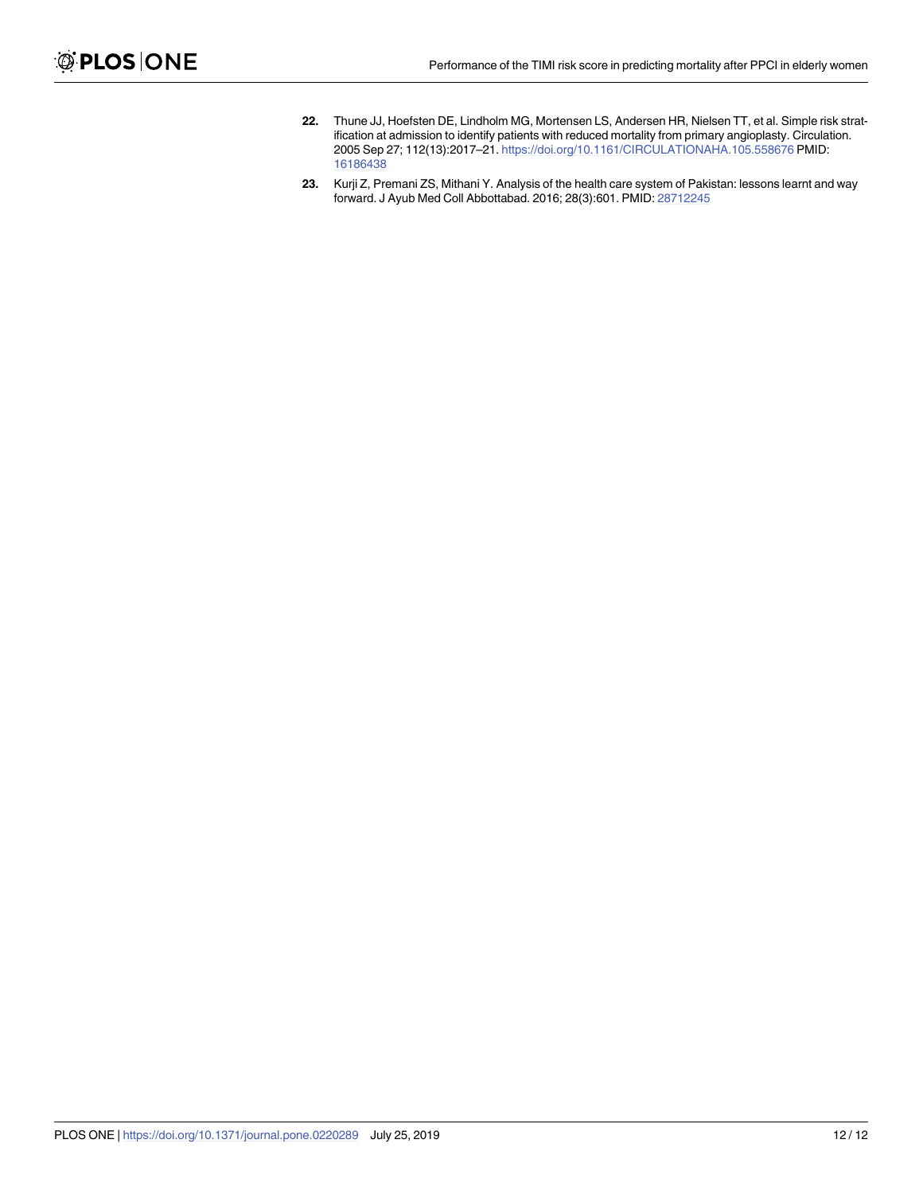22. Thune JJ, Hoefsten DE, Lindholm MG, Mortensen LS, Andersen HR, Nielsen TT, et al. Simple risk stratification at admission to identify patients with reduced mortality from primary angioplasty. Circulation. 2005 Sep 27; 112(13):2017–21. https://doi.org/10.1161/CIRCULATIONAHA.105.558676 PMID: 16186438

23. Kurji Z, Premani ZS, Mithani Y. Analysis of the health care system of Pakistan: lessons learnt and way forward. J Ayub Med Coll Abbottabad. 2016; 28(3):601. PMID: 28712245